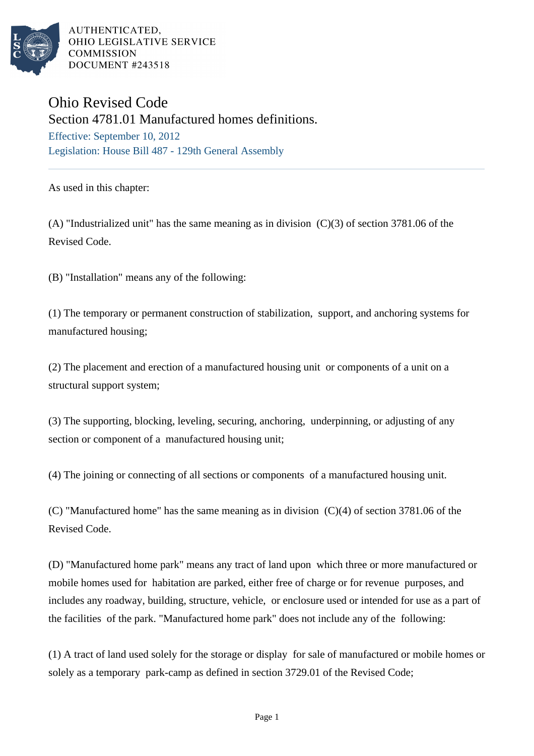AUTHENTICATED,
OHIO LEGISLATIVE SERVICE
COMMISSION
DOCUMENT #243518

# Ohio Revised Code

## Section 4781.01 Manufactured homes definitions.

Effective: September 10, 2012

Legislation: House Bill 487 - 129th General Assembly

---

As used in this chapter:

(A) "Industrialized unit" has the same meaning as in division (C)(3) of section 3781.06 of the Revised Code.

(B) "Installation" means any of the following:

(1) The temporary or permanent construction of stabilization, support, and anchoring systems for manufactured housing;

(2) The placement and erection of a manufactured housing unit or components of a unit on a structural support system;

(3) The supporting, blocking, leveling, securing, anchoring, underpinning, or adjusting of any section or component of a manufactured housing unit;

(4) The joining or connecting of all sections or components of a manufactured housing unit.

(C) "Manufactured home" has the same meaning as in division (C)(4) of section 3781.06 of the Revised Code.

(D) "Manufactured home park" means any tract of land upon which three or more manufactured or mobile homes used for habitation are parked, either free of charge or for revenue purposes, and includes any roadway, building, structure, vehicle, or enclosure used or intended for use as a part of the facilities of the park. "Manufactured home park" does not include any of the following:

(1) A tract of land used solely for the storage or display for sale of manufactured or mobile homes or solely as a temporary park-camp as defined in section 3729.01 of the Revised Code;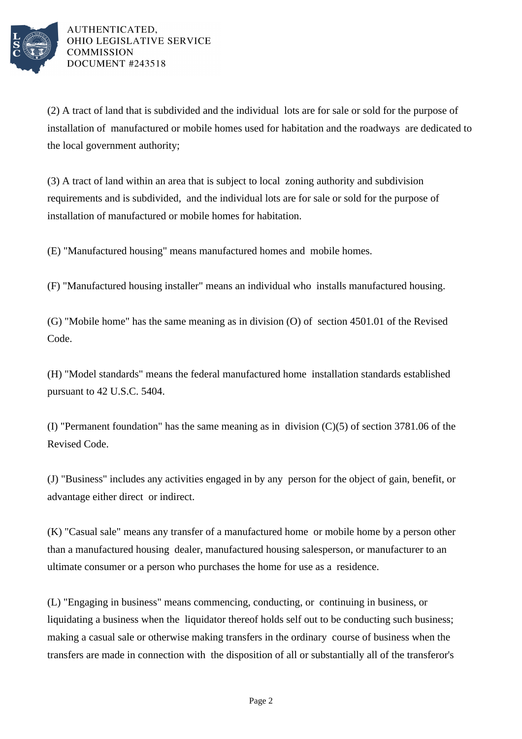(2) A tract of land that is subdivided and the individual lots are for sale or sold for the purpose of installation of manufactured or mobile homes used for habitation and the roadways are dedicated to the local government authority;

(3) A tract of land within an area that is subject to local zoning authority and subdivision requirements and is subdivided, and the individual lots are for sale or sold for the purpose of installation of manufactured or mobile homes for habitation.

(E) "Manufactured housing" means manufactured homes and mobile homes.

(F) "Manufactured housing installer" means an individual who installs manufactured housing.

(G) "Mobile home" has the same meaning as in division (O) of section 4501.01 of the Revised Code.

(H) "Model standards" means the federal manufactured home installation standards established pursuant to 42 U.S.C. 5404.

(I) "Permanent foundation" has the same meaning as in division (C)(5) of section 3781.06 of the Revised Code.

(J) "Business" includes any activities engaged in by any person for the object of gain, benefit, or advantage either direct or indirect.

(K) "Casual sale" means any transfer of a manufactured home or mobile home by a person other than a manufactured housing dealer, manufactured housing salesperson, or manufacturer to an ultimate consumer or a person who purchases the home for use as a residence.

(L) "Engaging in business" means commencing, conducting, or continuing in business, or liquidating a business when the liquidator thereof holds self out to be conducting such business; making a casual sale or otherwise making transfers in the ordinary course of business when the transfers are made in connection with the disposition of all or substantially all of the transferor's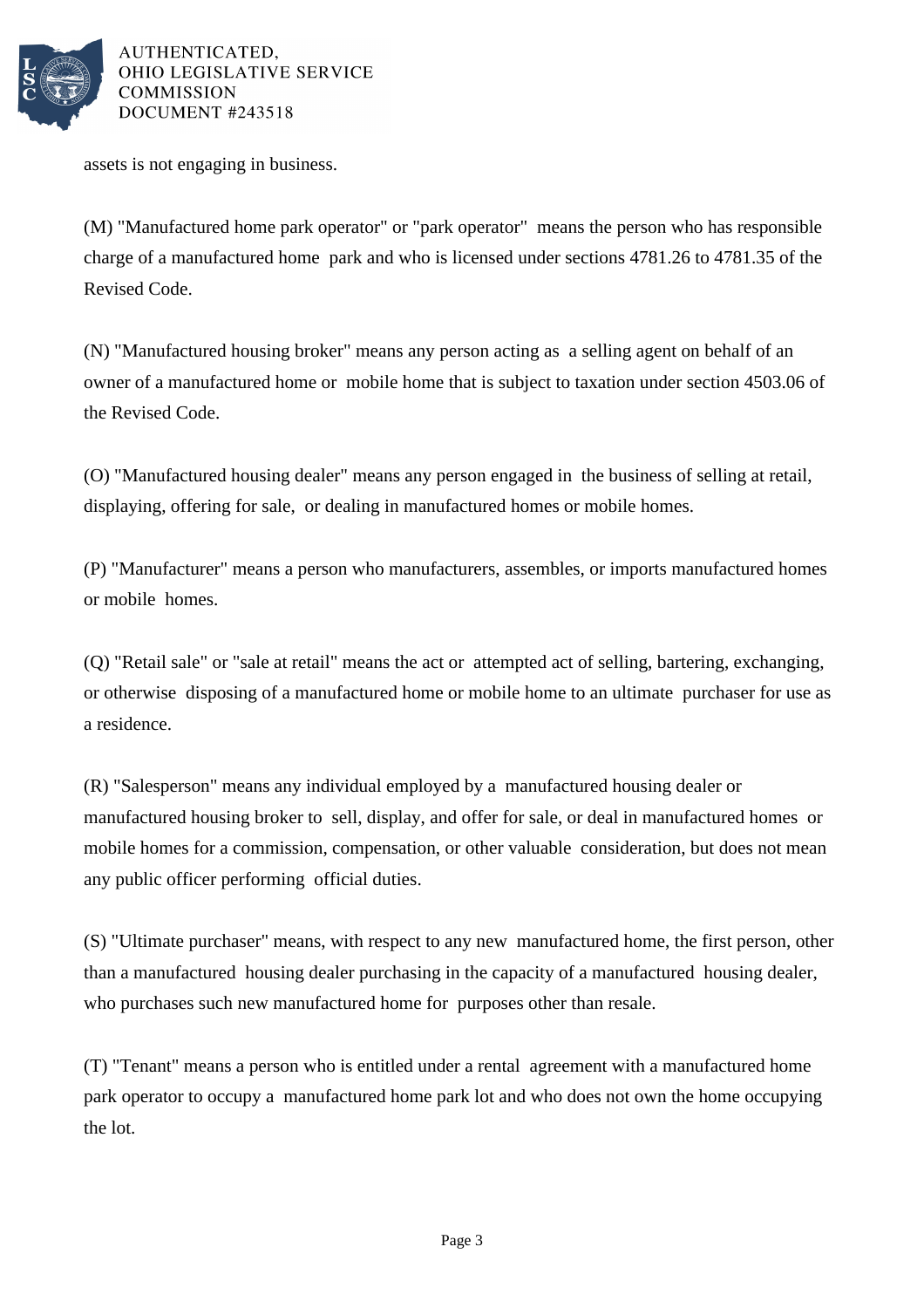assets is not engaging in business.

(M) "Manufactured home park operator" or "park operator" means the person who has responsible charge of a manufactured home park and who is licensed under sections 4781.26 to 4781.35 of the Revised Code.

(N) "Manufactured housing broker" means any person acting as a selling agent on behalf of an owner of a manufactured home or mobile home that is subject to taxation under section 4503.06 of the Revised Code.

(O) "Manufactured housing dealer" means any person engaged in the business of selling at retail, displaying, offering for sale, or dealing in manufactured homes or mobile homes.

(P) "Manufacturer" means a person who manufacturers, assembles, or imports manufactured homes or mobile homes.

(Q) "Retail sale" or "sale at retail" means the act or attempted act of selling, bartering, exchanging, or otherwise disposing of a manufactured home or mobile home to an ultimate purchaser for use as a residence.

(R) "Salesperson" means any individual employed by a manufactured housing dealer or manufactured housing broker to sell, display, and offer for sale, or deal in manufactured homes or mobile homes for a commission, compensation, or other valuable consideration, but does not mean any public officer performing official duties.

(S) "Ultimate purchaser" means, with respect to any new manufactured home, the first person, other than a manufactured housing dealer purchasing in the capacity of a manufactured housing dealer, who purchases such new manufactured home for purposes other than resale.

(T) "Tenant" means a person who is entitled under a rental agreement with a manufactured home park operator to occupy a manufactured home park lot and who does not own the home occupying the lot.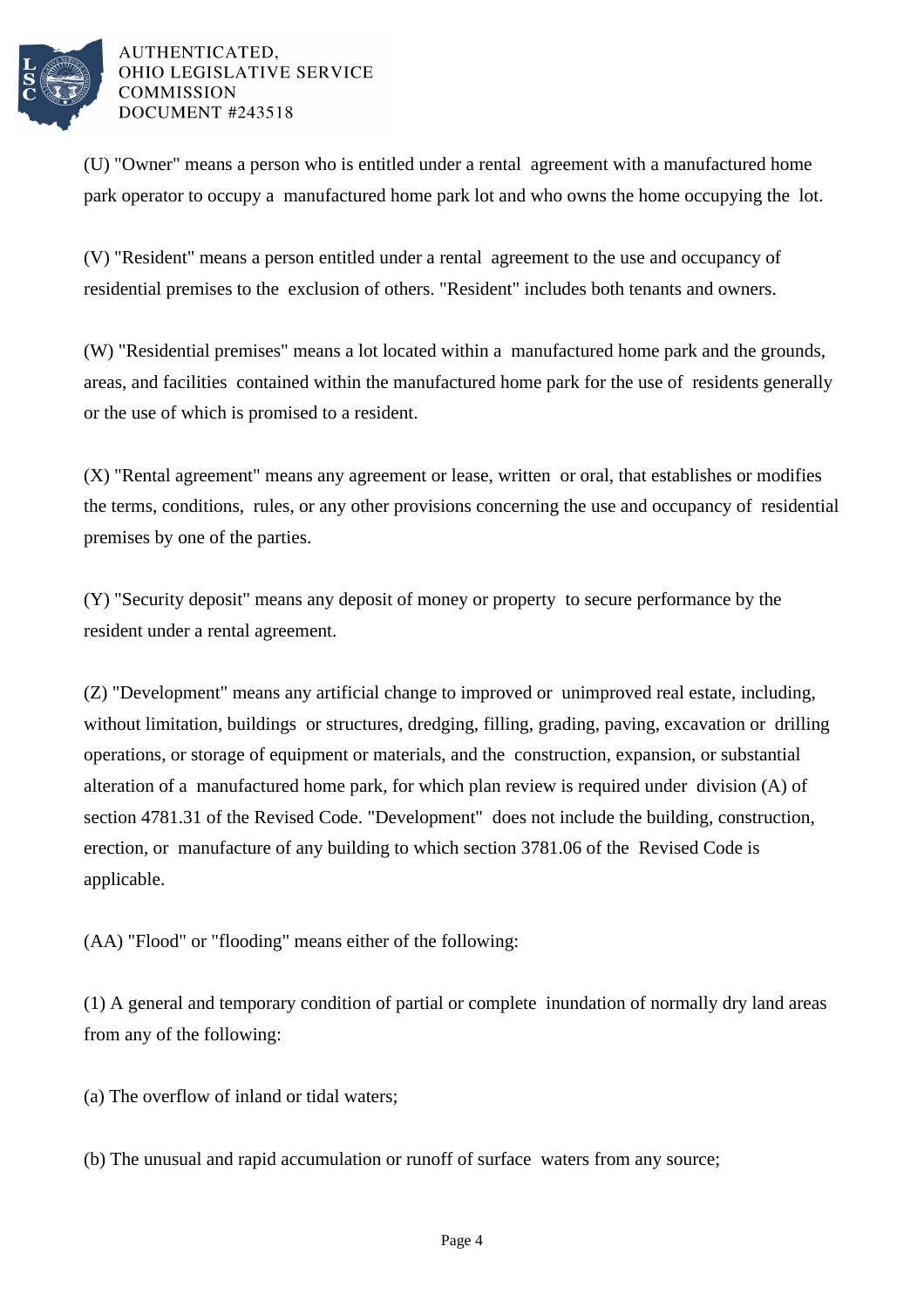(U) "Owner" means a person who is entitled under a rental agreement with a manufactured home park operator to occupy a manufactured home park lot and who owns the home occupying the lot.

(V) "Resident" means a person entitled under a rental agreement to the use and occupancy of residential premises to the exclusion of others. "Resident" includes both tenants and owners.

(W) "Residential premises" means a lot located within a manufactured home park and the grounds, areas, and facilities contained within the manufactured home park for the use of residents generally or the use of which is promised to a resident.

(X) "Rental agreement" means any agreement or lease, written or oral, that establishes or modifies the terms, conditions, rules, or any other provisions concerning the use and occupancy of residential premises by one of the parties.

(Y) "Security deposit" means any deposit of money or property to secure performance by the resident under a rental agreement.

(Z) "Development" means any artificial change to improved or unimproved real estate, including, without limitation, buildings or structures, dredging, filling, grading, paving, excavation or drilling operations, or storage of equipment or materials, and the construction, expansion, or substantial alteration of a manufactured home park, for which plan review is required under division (A) of section 4781.31 of the Revised Code. "Development" does not include the building, construction, erection, or manufacture of any building to which section 3781.06 of the Revised Code is applicable.

(AA) "Flood" or "flooding" means either of the following:

(1) A general and temporary condition of partial or complete inundation of normally dry land areas from any of the following:

(a) The overflow of inland or tidal waters;

(b) The unusual and rapid accumulation or runoff of surface waters from any source;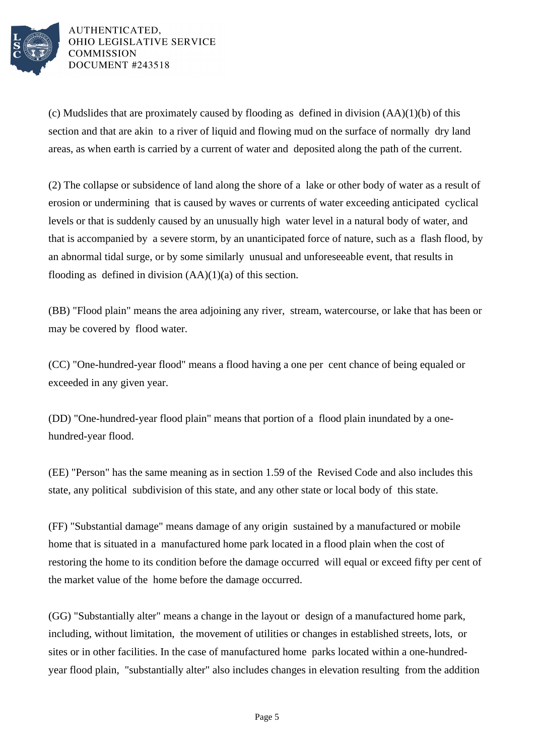(c) Mudslides that are proximately caused by flooding as defined in division (AA)(1)(b) of this section and that are akin to a river of liquid and flowing mud on the surface of normally dry land areas, as when earth is carried by a current of water and deposited along the path of the current.

(2) The collapse or subsidence of land along the shore of a lake or other body of water as a result of erosion or undermining that is caused by waves or currents of water exceeding anticipated cyclical levels or that is suddenly caused by an unusually high water level in a natural body of water, and that is accompanied by a severe storm, by an unanticipated force of nature, such as a flash flood, by an abnormal tidal surge, or by some similarly unusual and unforeseeable event, that results in flooding as defined in division (AA)(1)(a) of this section.

(BB) "Flood plain" means the area adjoining any river, stream, watercourse, or lake that has been or may be covered by flood water.

(CC) "One-hundred-year flood" means a flood having a one per cent chance of being equaled or exceeded in any given year.

(DD) "One-hundred-year flood plain" means that portion of a flood plain inundated by a one-hundred-year flood.

(EE) "Person" has the same meaning as in section 1.59 of the Revised Code and also includes this state, any political subdivision of this state, and any other state or local body of this state.

(FF) "Substantial damage" means damage of any origin sustained by a manufactured or mobile home that is situated in a manufactured home park located in a flood plain when the cost of restoring the home to its condition before the damage occurred will equal or exceed fifty per cent of the market value of the home before the damage occurred.

(GG) "Substantially alter" means a change in the layout or design of a manufactured home park, including, without limitation, the movement of utilities or changes in established streets, lots, or sites or in other facilities. In the case of manufactured home parks located within a one-hundred-year flood plain, "substantially alter" also includes changes in elevation resulting from the addition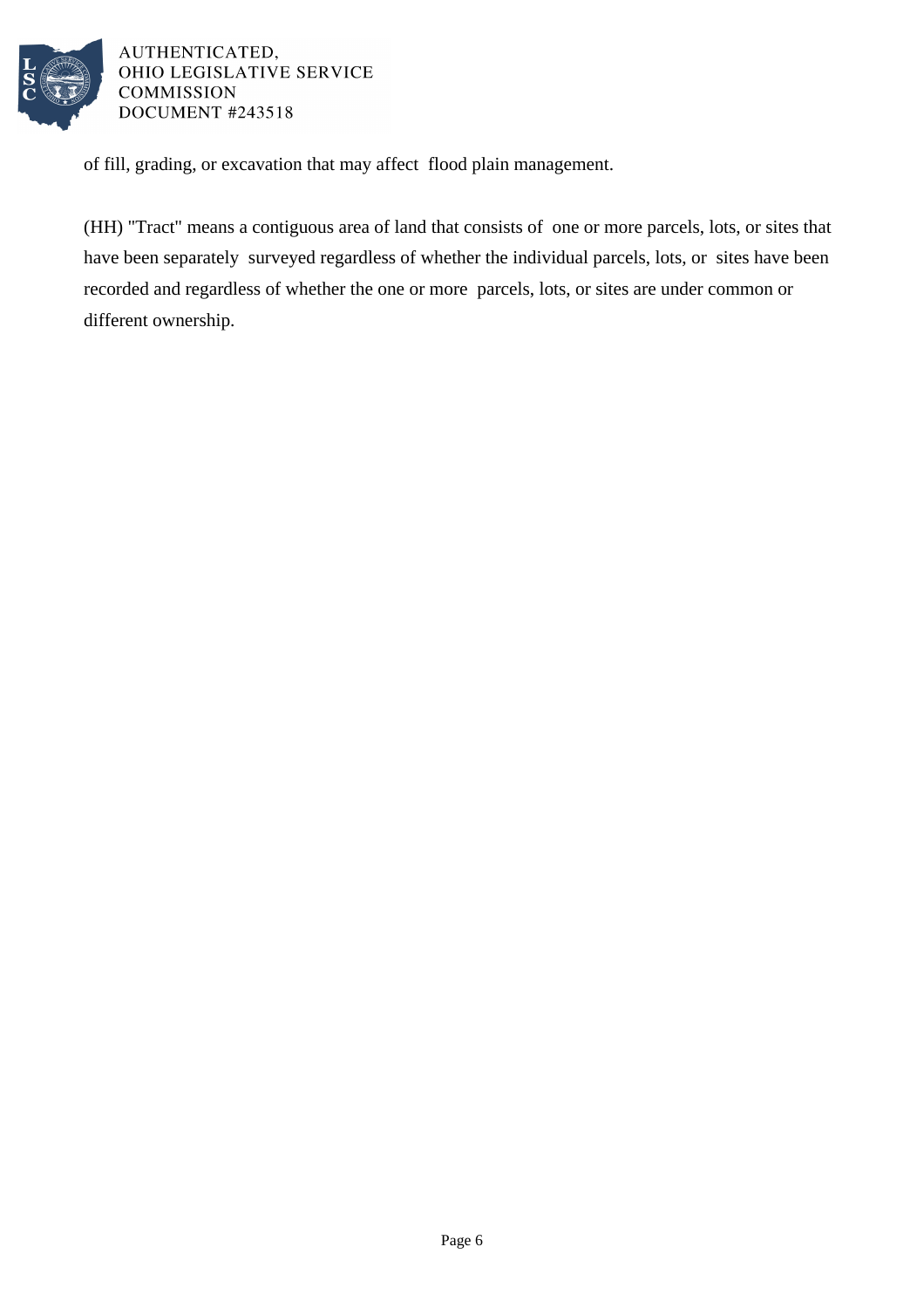of fill, grading, or excavation that may affect flood plain management.

(HH) "Tract" means a contiguous area of land that consists of one or more parcels, lots, or sites that have been separately surveyed regardless of whether the individual parcels, lots, or sites have been recorded and regardless of whether the one or more parcels, lots, or sites are under common or different ownership.